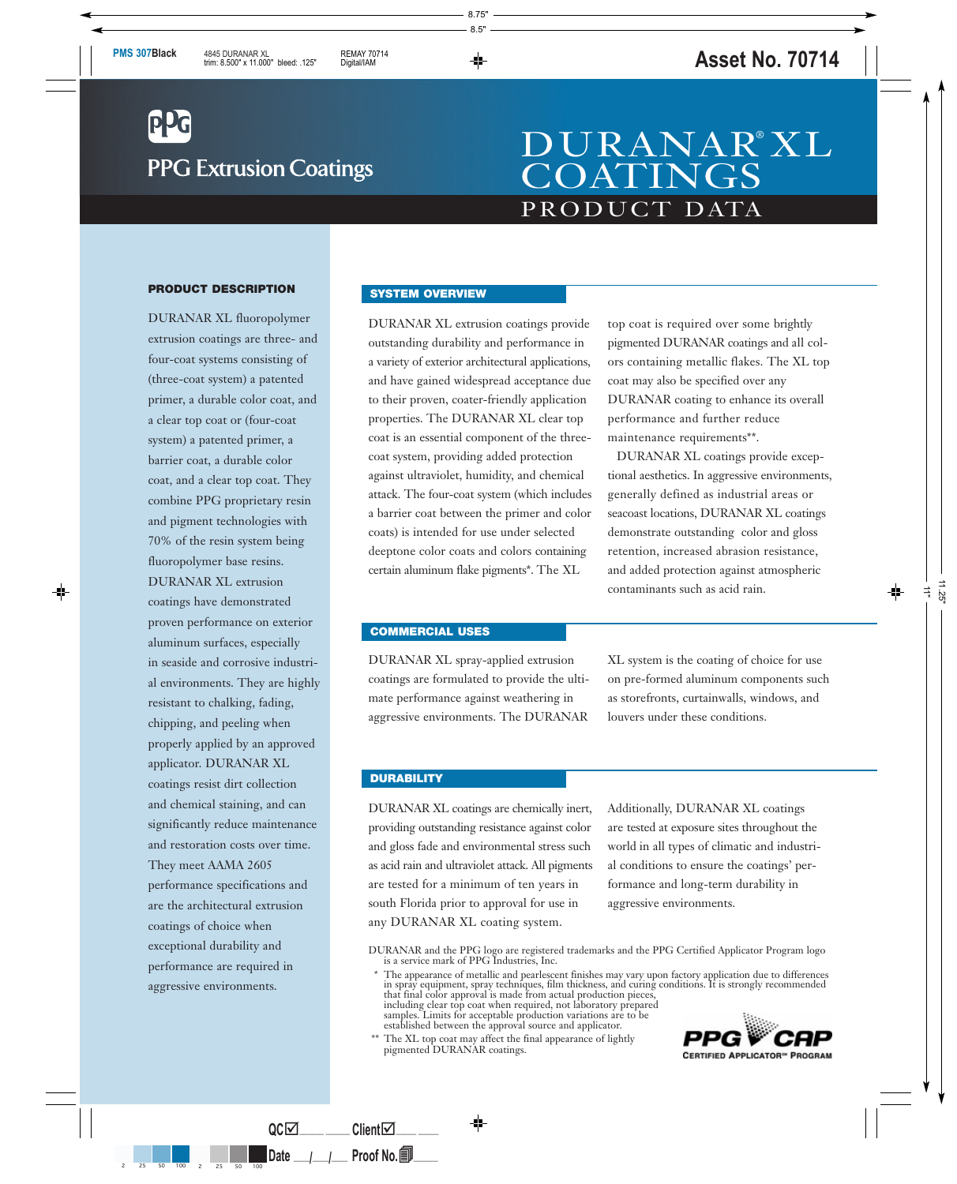# PPG Extrusion Coatings

# DURANAR® XL COATINGS

## PRODUCT DATA

### PRODUCT DESCRIPTION

DURANAR XL fluoropolymer extrusion coatings are three- and four-coat systems consisting of (three-coat system) a patented primer, a durable color coat, and a clear top coat or (four-coat system) a patented primer, a barrier coat, a durable color coat, and a clear top coat. They combine PPG proprietary resin and pigment technologies with 70% of the resin system being fluoropolymer base resins. DURANAR XL extrusion coatings have demonstrated proven performance on exterior aluminum surfaces, especially in seaside and corrosive industrial environments. They are highly resistant to chalking, fading, chipping, and peeling when properly applied by an approved applicator. DURANAR XL coatings resist dirt collection and chemical staining, and can significantly reduce maintenance and restoration costs over time. They meet AAMA 2605 performance specifications and are the architectural extrusion coatings of choice when exceptional durability and performance are required in aggressive environments.

### SYSTEM OVERVIEW

DURANAR XL extrusion coatings provide outstanding durability and performance in a variety of exterior architectural applications, and have gained widespread acceptance due to their proven, coater-friendly application properties. The DURANAR XL clear top coat is an essential component of the three-coat system, providing added protection against ultraviolet, humidity, and chemical attack. The four-coat system (which includes a barrier coat between the primer and color coats) is intended for use under selected deeptone color coats and colors containing certain aluminum flake pigments*. The XL top coat is required over some brightly pigmented DURANAR coatings and all colors containing metallic flakes. The XL top coat may also be specified over any DURANAR coating to enhance its overall performance and further reduce maintenance requirements**.

DURANAR XL coatings provide exceptional aesthetics. In aggressive environments, generally defined as industrial areas or seacoast locations, DURANAR XL coatings demonstrate outstanding color and gloss retention, increased abrasion resistance, and added protection against atmospheric contaminants such as acid rain.

### COMMERCIAL USES

DURANAR XL spray-applied extrusion coatings are formulated to provide the ultimate performance against weathering in aggressive environments. The DURANAR XL system is the coating of choice for use on pre-formed aluminum components such as storefronts, curtainwalls, windows, and louvers under these conditions.

### DURABILITY

DURANAR XL coatings are chemically inert, providing outstanding resistance against color and gloss fade and environmental stress such as acid rain and ultraviolet attack. All pigments are tested for a minimum of ten years in south Florida prior to approval for use in any DURANAR XL coating system. Additionally, DURANAR XL coatings are tested at exposure sites throughout the world in all types of climatic and industrial conditions to ensure the coatings' performance and long-term durability in aggressive environments.

DURANAR and the PPG logo are registered trademarks and the PPG Certified Applicator Program logo is a service mark of PPG Industries, Inc.

\* The appearance of metallic and pearlescent finishes may vary upon factory application due to differences in spray equipment, spray techniques, film thickness, and curing conditions. It is strongly recommended that final color approval is made from actual production pieces, including clear top coat when required, not laboratory prepared samples. Limits for acceptable production variations are to be established between the approval source and applicator.

\*\* The XL top coat may affect the final appearance of lightly pigmented DURANAR coatings.

PPG CAP
CERTIFIED APPLICATOR℠ PROGRAM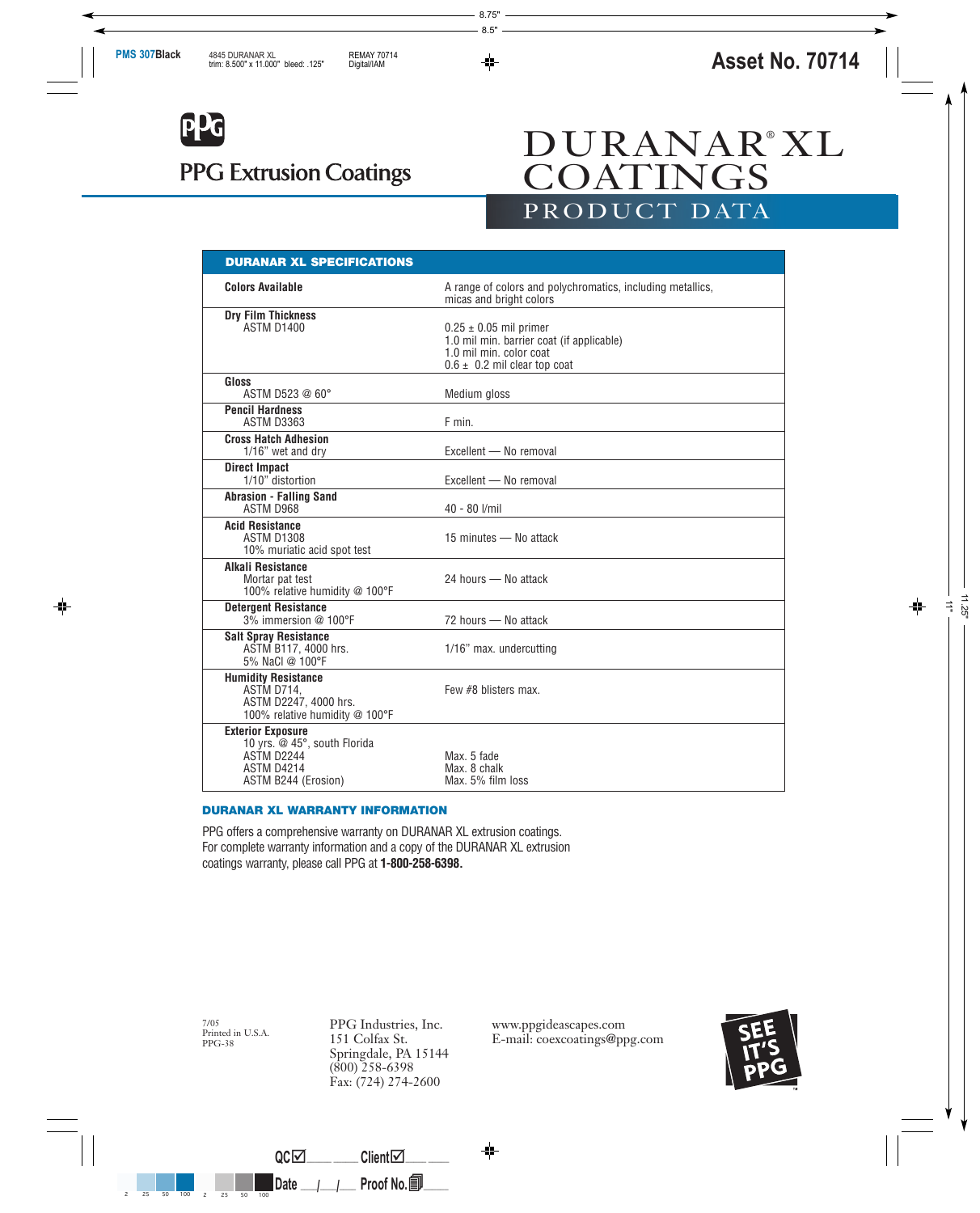PPG Extrusion Coatings

# DURANAR® XL COATINGS

## PRODUCT DATA

| DURANAR XL SPECIFICATIONS | |
|---|---|
| **Colors Available** | A range of colors and polychromatics, including metallics, micas and bright colors |
| **Dry Film Thickness**<br>ASTM D1400 | 0.25 ± 0.05 mil primer<br>1.0 mil min. barrier coat (if applicable)<br>1.0 mil min. color coat<br>0.6 ± 0.2 mil clear top coat |
| **Gloss**<br>ASTM D523 @ 60° | Medium gloss |
| **Pencil Hardness**<br>ASTM D3363 | F min. |
| **Cross Hatch Adhesion**<br>1/16" wet and dry | Excellent — No removal |
| **Direct Impact**<br>1/10" distortion | Excellent — No removal |
| **Abrasion - Falling Sand**<br>ASTM D968 | 40 - 80 l/mil |
| **Acid Resistance**<br>ASTM D1308<br>10% muriatic acid spot test | 15 minutes — No attack |
| **Alkali Resistance**<br>Mortar pat test<br>100% relative humidity @ 100°F | 24 hours — No attack |
| **Detergent Resistance**<br>3% immersion @ 100°F | 72 hours — No attack |
| **Salt Spray Resistance**<br>ASTM B117, 4000 hrs.<br>5% NaCl @ 100°F | 1/16" max. undercutting |
| **Humidity Resistance**<br>ASTM D714,<br>ASTM D2247, 4000 hrs.<br>100% relative humidity @ 100°F | Few #8 blisters max. |
| **Exterior Exposure**<br>10 yrs. @ 45°, south Florida<br>ASTM D2244<br>ASTM D4214<br>ASTM B244 (Erosion) | <br><br>Max. 5 fade<br>Max. 8 chalk<br>Max. 5% film loss |

### DURANAR XL WARRANTY INFORMATION

PPG offers a comprehensive warranty on DURANAR XL extrusion coatings. For complete warranty information and a copy of the DURANAR XL extrusion coatings warranty, please call PPG at **1-800-258-6398.**

7/05
Printed in U.S.A.
PPG-38

PPG Industries, Inc.
151 Colfax St.
Springdale, PA 15144
(800) 258-6398
Fax: (724) 274-2600

www.ppgideascapes.com
E-mail: coexcoatings@ppg.com

SEE IT'S PPG™